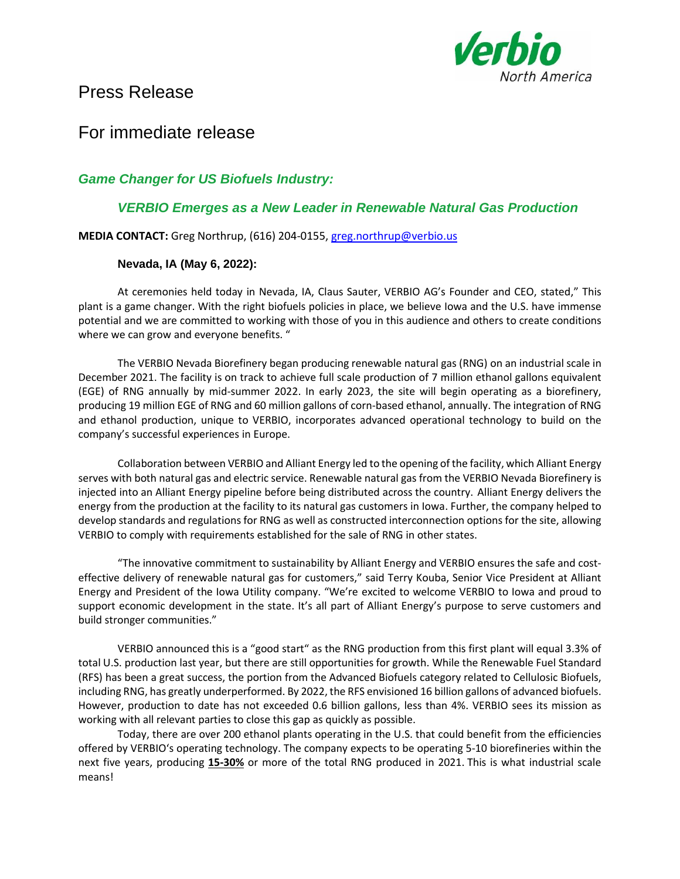Verbio North America

# Press Release

# For immediate release

## *Game Changer for US Biofuels Industry:*

## *VERBIO Emerges as a New Leader in Renewable Natural Gas Production*

**MEDIA CONTACT:** Greg Northrup, (616) 204-0155, greg.northrup@verbio.us

**Nevada, IA (May 6, 2022):**

At ceremonies held today in Nevada, IA, Claus Sauter, VERBIO AG's Founder and CEO, stated," This plant is a game changer. With the right biofuels policies in place, we believe Iowa and the U.S. have immense potential and we are committed to working with those of you in this audience and others to create conditions where we can grow and everyone benefits. "

The VERBIO Nevada Biorefinery began producing renewable natural gas (RNG) on an industrial scale in December 2021. The facility is on track to achieve full scale production of 7 million ethanol gallons equivalent (EGE) of RNG annually by mid-summer 2022. In early 2023, the site will begin operating as a biorefinery, producing 19 million EGE of RNG and 60 million gallons of corn-based ethanol, annually. The integration of RNG and ethanol production, unique to VERBIO, incorporates advanced operational technology to build on the company's successful experiences in Europe.

Collaboration between VERBIO and Alliant Energy led to the opening of the facility, which Alliant Energy serves with both natural gas and electric service. Renewable natural gas from the VERBIO Nevada Biorefinery is injected into an Alliant Energy pipeline before being distributed across the country. Alliant Energy delivers the energy from the production at the facility to its natural gas customers in Iowa. Further, the company helped to develop standards and regulations for RNG as well as constructed interconnection options for the site, allowing VERBIO to comply with requirements established for the sale of RNG in other states.

"The innovative commitment to sustainability by Alliant Energy and VERBIO ensures the safe and cost-effective delivery of renewable natural gas for customers," said Terry Kouba, Senior Vice President at Alliant Energy and President of the Iowa Utility company. "We're excited to welcome VERBIO to Iowa and proud to support economic development in the state. It's all part of Alliant Energy's purpose to serve customers and build stronger communities."

VERBIO announced this is a "good start" as the RNG production from this first plant will equal 3.3% of total U.S. production last year, but there are still opportunities for growth. While the Renewable Fuel Standard (RFS) has been a great success, the portion from the Advanced Biofuels category related to Cellulosic Biofuels, including RNG, has greatly underperformed. By 2022, the RFS envisioned 16 billion gallons of advanced biofuels. However, production to date has not exceeded 0.6 billion gallons, less than 4%. VERBIO sees its mission as working with all relevant parties to close this gap as quickly as possible.

Today, there are over 200 ethanol plants operating in the U.S. that could benefit from the efficiencies offered by VERBIO's operating technology. The company expects to be operating 5-10 biorefineries within the next five years, producing **15-30%** or more of the total RNG produced in 2021. This is what industrial scale means!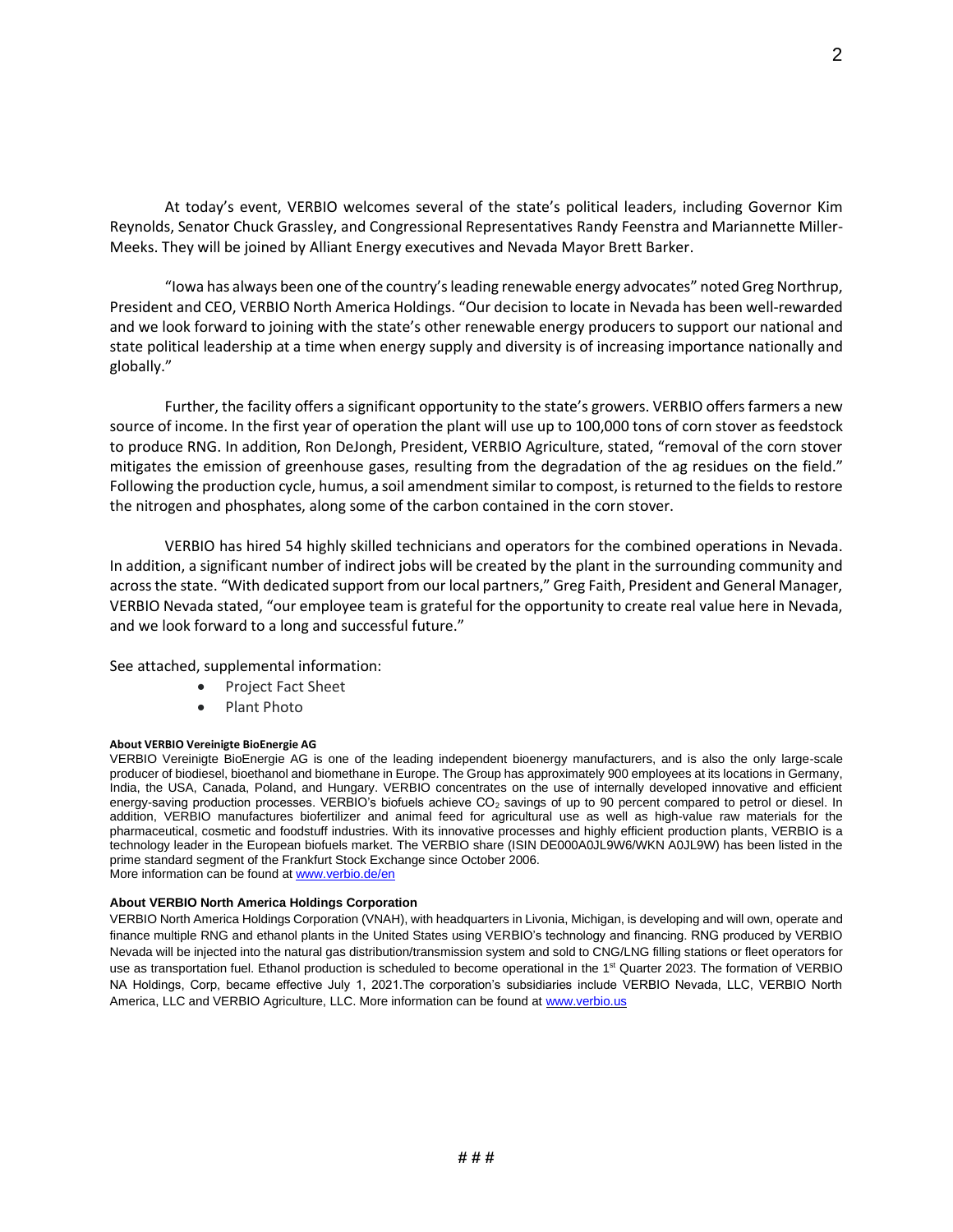At today's event, VERBIO welcomes several of the state's political leaders, including Governor Kim Reynolds, Senator Chuck Grassley, and Congressional Representatives Randy Feenstra and Mariannette Miller-Meeks. They will be joined by Alliant Energy executives and Nevada Mayor Brett Barker.

"Iowa has always been one of the country's leading renewable energy advocates" noted Greg Northrup, President and CEO, VERBIO North America Holdings. "Our decision to locate in Nevada has been well-rewarded and we look forward to joining with the state's other renewable energy producers to support our national and state political leadership at a time when energy supply and diversity is of increasing importance nationally and globally."

Further, the facility offers a significant opportunity to the state's growers. VERBIO offers farmers a new source of income. In the first year of operation the plant will use up to 100,000 tons of corn stover as feedstock to produce RNG. In addition, Ron DeJongh, President, VERBIO Agriculture, stated, "removal of the corn stover mitigates the emission of greenhouse gases, resulting from the degradation of the ag residues on the field." Following the production cycle, humus, a soil amendment similar to compost, is returned to the fields to restore the nitrogen and phosphates, along some of the carbon contained in the corn stover.

VERBIO has hired 54 highly skilled technicians and operators for the combined operations in Nevada. In addition, a significant number of indirect jobs will be created by the plant in the surrounding community and across the state. "With dedicated support from our local partners," Greg Faith, President and General Manager, VERBIO Nevada stated, "our employee team is grateful for the opportunity to create real value here in Nevada, and we look forward to a long and successful future."

See attached, supplemental information:

- Project Fact Sheet
- Plant Photo

**About VERBIO Vereinigte BioEnergie AG**

VERBIO Vereinigte BioEnergie AG is one of the leading independent bioenergy manufacturers, and is also the only large-scale producer of biodiesel, bioethanol and biomethane in Europe. The Group has approximately 900 employees at its locations in Germany, India, the USA, Canada, Poland, and Hungary. VERBIO concentrates on the use of internally developed innovative and efficient energy-saving production processes. VERBIO's biofuels achieve $CO_2$ savings of up to 90 percent compared to petrol or diesel. In addition, VERBIO manufactures biofertilizer and animal feed for agricultural use as well as high-value raw materials for the pharmaceutical, cosmetic and foodstuff industries. With its innovative processes and highly efficient production plants, VERBIO is a technology leader in the European biofuels market. The VERBIO share (ISIN DE000A0JL9W6/WKN A0JL9W) has been listed in the prime standard segment of the Frankfurt Stock Exchange since October 2006.
More information can be found at www.verbio.de/en

**About VERBIO North America Holdings Corporation**

VERBIO North America Holdings Corporation (VNAH), with headquarters in Livonia, Michigan, is developing and will own, operate and finance multiple RNG and ethanol plants in the United States using VERBIO's technology and financing. RNG produced by VERBIO Nevada will be injected into the natural gas distribution/transmission system and sold to CNG/LNG filling stations or fleet operators for use as transportation fuel. Ethanol production is scheduled to become operational in the 1st Quarter 2023. The formation of VERBIO NA Holdings, Corp, became effective July 1, 2021.The corporation's subsidiaries include VERBIO Nevada, LLC, VERBIO North America, LLC and VERBIO Agriculture, LLC. More information can be found at www.verbio.us

# # #